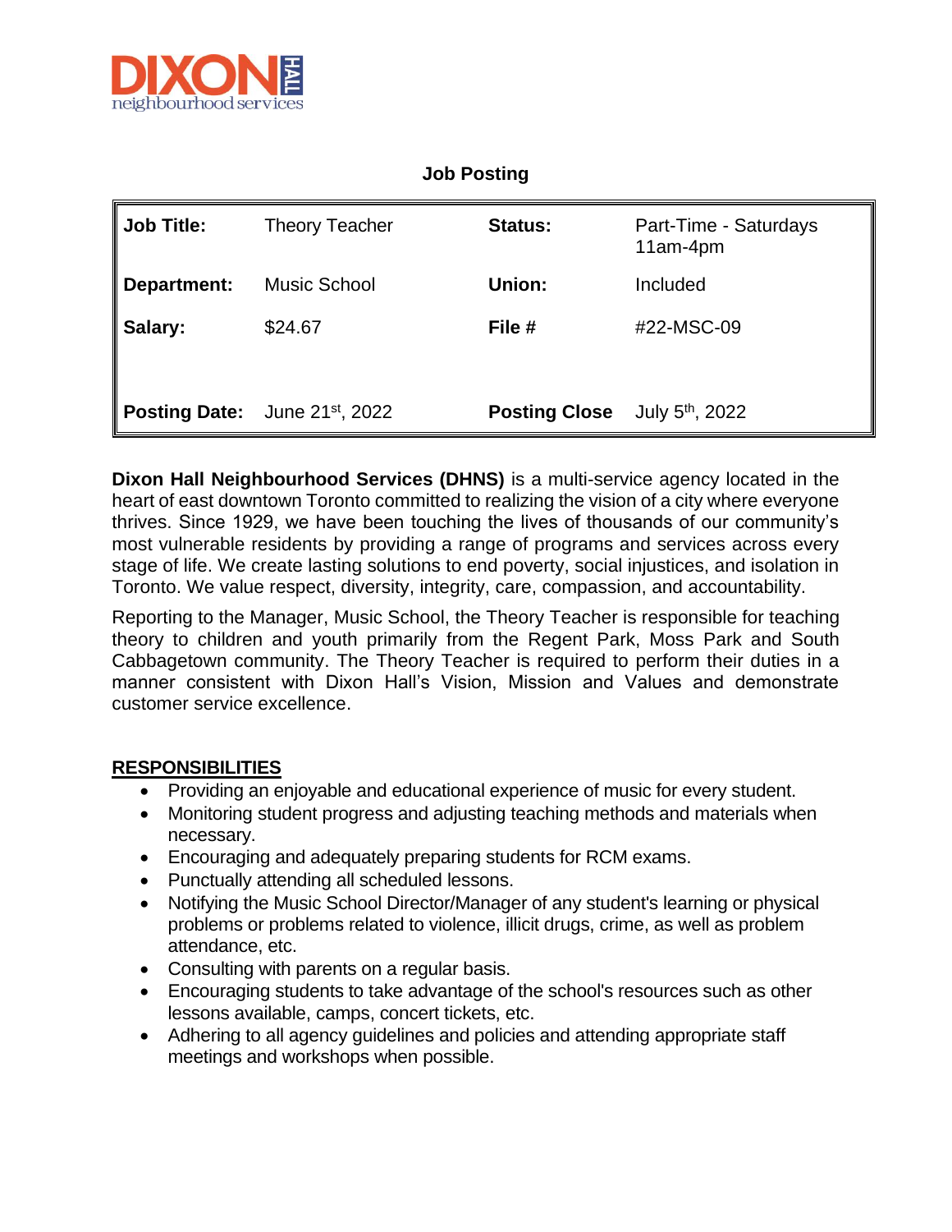DIXON HALL neighbourhood services

## Job Posting

| | | | |
|---|---|---|---|
| **Job Title:** | Theory Teacher | **Status:** | Part-Time - Saturdays 11am-4pm |
| **Department:** | Music School | **Union:** | Included |
| **Salary:** | $24.67 | **File #** | #22-MSC-09 |
| **Posting Date:** | June 21st, 2022 | **Posting Close** | July 5th, 2022 |

**Dixon Hall Neighbourhood Services (DHNS)** is a multi-service agency located in the heart of east downtown Toronto committed to realizing the vision of a city where everyone thrives. Since 1929, we have been touching the lives of thousands of our community's most vulnerable residents by providing a range of programs and services across every stage of life. We create lasting solutions to end poverty, social injustices, and isolation in Toronto. We value respect, diversity, integrity, care, compassion, and accountability.

Reporting to the Manager, Music School, the Theory Teacher is responsible for teaching theory to children and youth primarily from the Regent Park, Moss Park and South Cabbagetown community. The Theory Teacher is required to perform their duties in a manner consistent with Dixon Hall's Vision, Mission and Values and demonstrate customer service excellence.

### RESPONSIBILITIES

- Providing an enjoyable and educational experience of music for every student.
- Monitoring student progress and adjusting teaching methods and materials when necessary.
- Encouraging and adequately preparing students for RCM exams.
- Punctually attending all scheduled lessons.
- Notifying the Music School Director/Manager of any student's learning or physical problems or problems related to violence, illicit drugs, crime, as well as problem attendance, etc.
- Consulting with parents on a regular basis.
- Encouraging students to take advantage of the school's resources such as other lessons available, camps, concert tickets, etc.
- Adhering to all agency guidelines and policies and attending appropriate staff meetings and workshops when possible.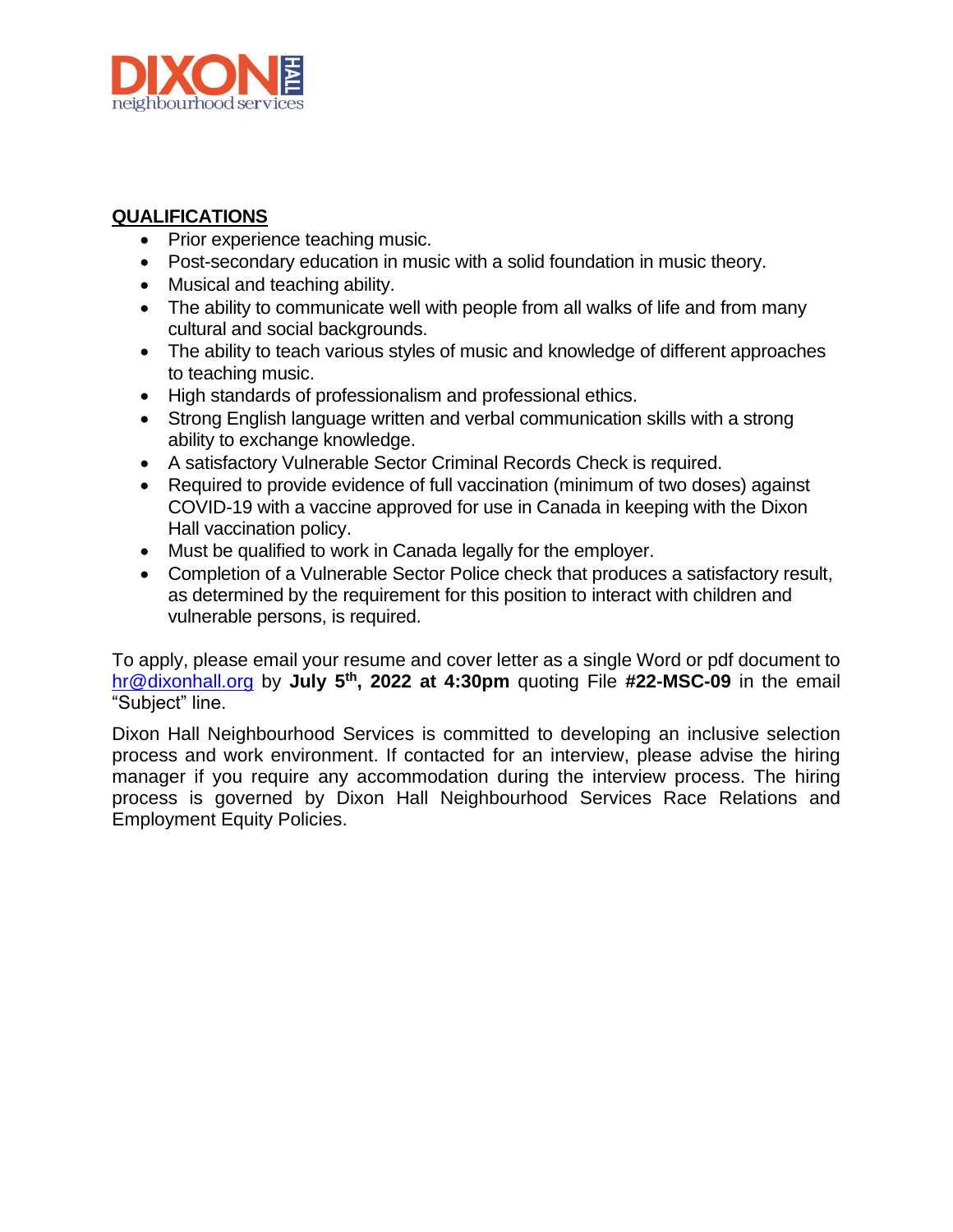## QUALIFICATIONS

- Prior experience teaching music.
- Post-secondary education in music with a solid foundation in music theory.
- Musical and teaching ability.
- The ability to communicate well with people from all walks of life and from many cultural and social backgrounds.
- The ability to teach various styles of music and knowledge of different approaches to teaching music.
- High standards of professionalism and professional ethics.
- Strong English language written and verbal communication skills with a strong ability to exchange knowledge.
- A satisfactory Vulnerable Sector Criminal Records Check is required.
- Required to provide evidence of full vaccination (minimum of two doses) against COVID-19 with a vaccine approved for use in Canada in keeping with the Dixon Hall vaccination policy.
- Must be qualified to work in Canada legally for the employer.
- Completion of a Vulnerable Sector Police check that produces a satisfactory result, as determined by the requirement for this position to interact with children and vulnerable persons, is required.

To apply, please email your resume and cover letter as a single Word or pdf document to hr@dixonhall.org by **July 5th, 2022 at 4:30pm** quoting File **#22-MSC-09** in the email "Subject" line.

Dixon Hall Neighbourhood Services is committed to developing an inclusive selection process and work environment. If contacted for an interview, please advise the hiring manager if you require any accommodation during the interview process. The hiring process is governed by Dixon Hall Neighbourhood Services Race Relations and Employment Equity Policies.